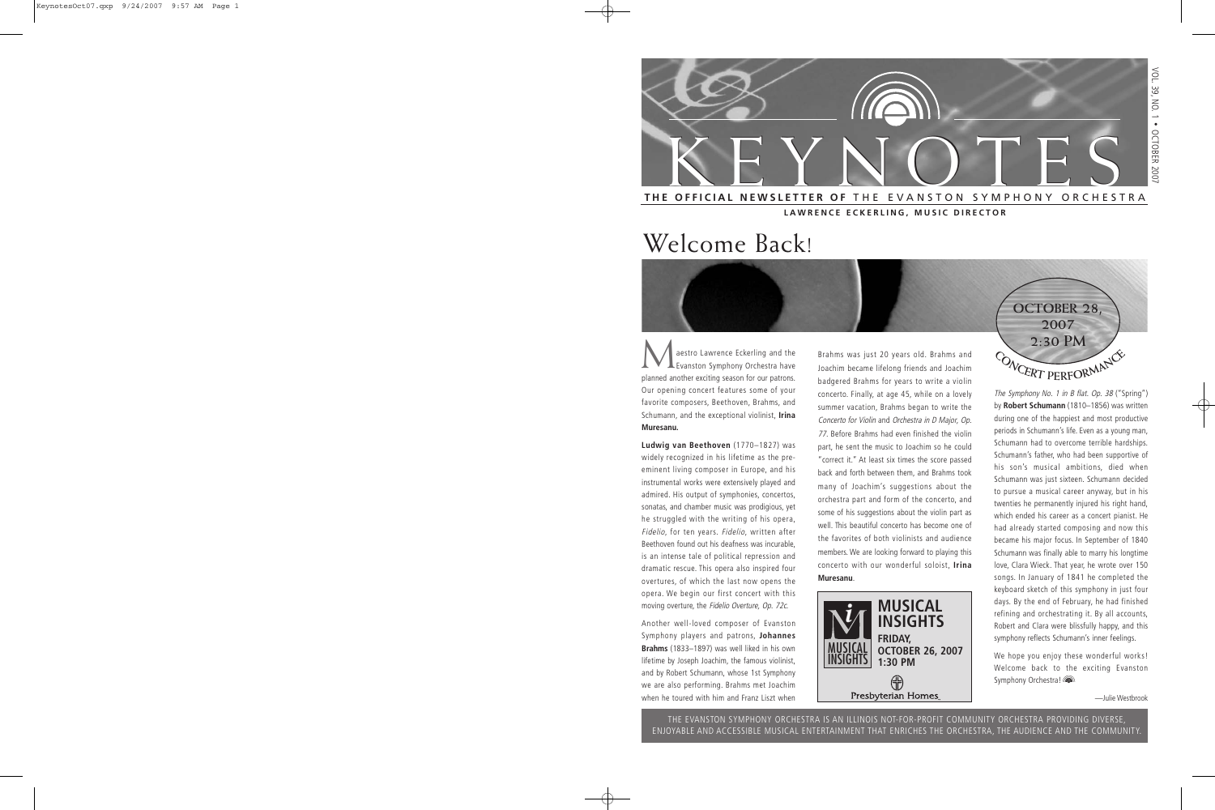# KEYNOTES

**THE OFFICIAL NEWSLETTER OF** THE EVANSTON SYMPHONY ORCHESTRA

**LAWRENCE ECKERLING, MUSIC DIRECTOR**

VOL. 39, NO. 1 • OCTOBER 2007

# Welcome Back!

**OCTOBER 28, 2007 2:30 PM**

**CONCERT PERFORMANCE**

Maestro Lawrence Eckerling and the Evanston Symphony Orchestra have planned another exciting season for our patrons. Our opening concert features some of your favorite composers, Beethoven, Brahms, and Schumann, and the exceptional violinist, **Irina Muresanu.**

**Ludwig van Beethoven** (1770–1827) was widely recognized in his lifetime as the pre-eminent living composer in Europe, and his instrumental works were extensively played and admired. His output of symphonies, concertos, sonatas, and chamber music was prodigious, yet he struggled with the writing of his opera, *Fidelio*, for ten years. *Fidelio*, written after Beethoven found out his deafness was incurable, is an intense tale of political repression and dramatic rescue. This opera also inspired four overtures, of which the last now opens the opera. We begin our first concert with this moving overture, the *Fidelio Overture, Op. 72c.*

Another well-loved composer of Evanston Symphony players and patrons, **Johannes Brahms** (1833–1897) was well liked in his own lifetime by Joseph Joachim, the famous violinist, and by Robert Schumann, whose 1st Symphony we are also performing. Brahms met Joachim when he toured with him and Franz Liszt when Brahms was just 20 years old. Brahms and Joachim became lifelong friends and Joachim badgered Brahms for years to write a violin concerto. Finally, at age 45, while on a lovely summer vacation, Brahms began to write the *Concerto for Violin and Orchestra in D Major, Op. 77*. Before Brahms had even finished the violin part, he sent the music to Joachim so he could "correct it." At least six times the score passed back and forth between them, and Brahms took many of Joachim's suggestions about the orchestra part and form of the concerto, and some of his suggestions about the violin part as well. This beautiful concerto has become one of the favorites of both violinists and audience members. We are looking forward to playing this concerto with our wonderful soloist, **Irina Muresanu**.

**MUSICAL INSIGHTS**
**FRIDAY, OCTOBER 26, 2007 1:30 PM**
Presbyterian Homes

*The Symphony No. 1 in B flat. Op. 38* ("Spring") by **Robert Schumann** (1810–1856) was written during one of the happiest and most productive periods in Schumann's life. Even as a young man, Schumann had to overcome terrible hardships. Schumann's father, who had been supportive of his son's musical ambitions, died when Schumann was just sixteen. Schumann decided to pursue a musical career anyway, but in his twenties he permanently injured his right hand, which ended his career as a concert pianist. He had already started composing and now this became his major focus. In September of 1840 Schumann was finally able to marry his longtime love, Clara Wieck. That year, he wrote over 150 songs. In January of 1841 he completed the keyboard sketch of this symphony in just four days. By the end of February, he had finished refining and orchestrating it. By all accounts, Robert and Clara were blissfully happy, and this symphony reflects Schumann's inner feelings.

We hope you enjoy these wonderful works! Welcome back to the exciting Evanston Symphony Orchestra!

—Julie Westbrook

THE EVANSTON SYMPHONY ORCHESTRA IS AN ILLINOIS NOT-FOR-PROFIT COMMUNITY ORCHESTRA PROVIDING DIVERSE, ENJOYABLE AND ACCESSIBLE MUSICAL ENTERTAINMENT THAT ENRICHES THE ORCHESTRA, THE AUDIENCE AND THE COMMUNITY.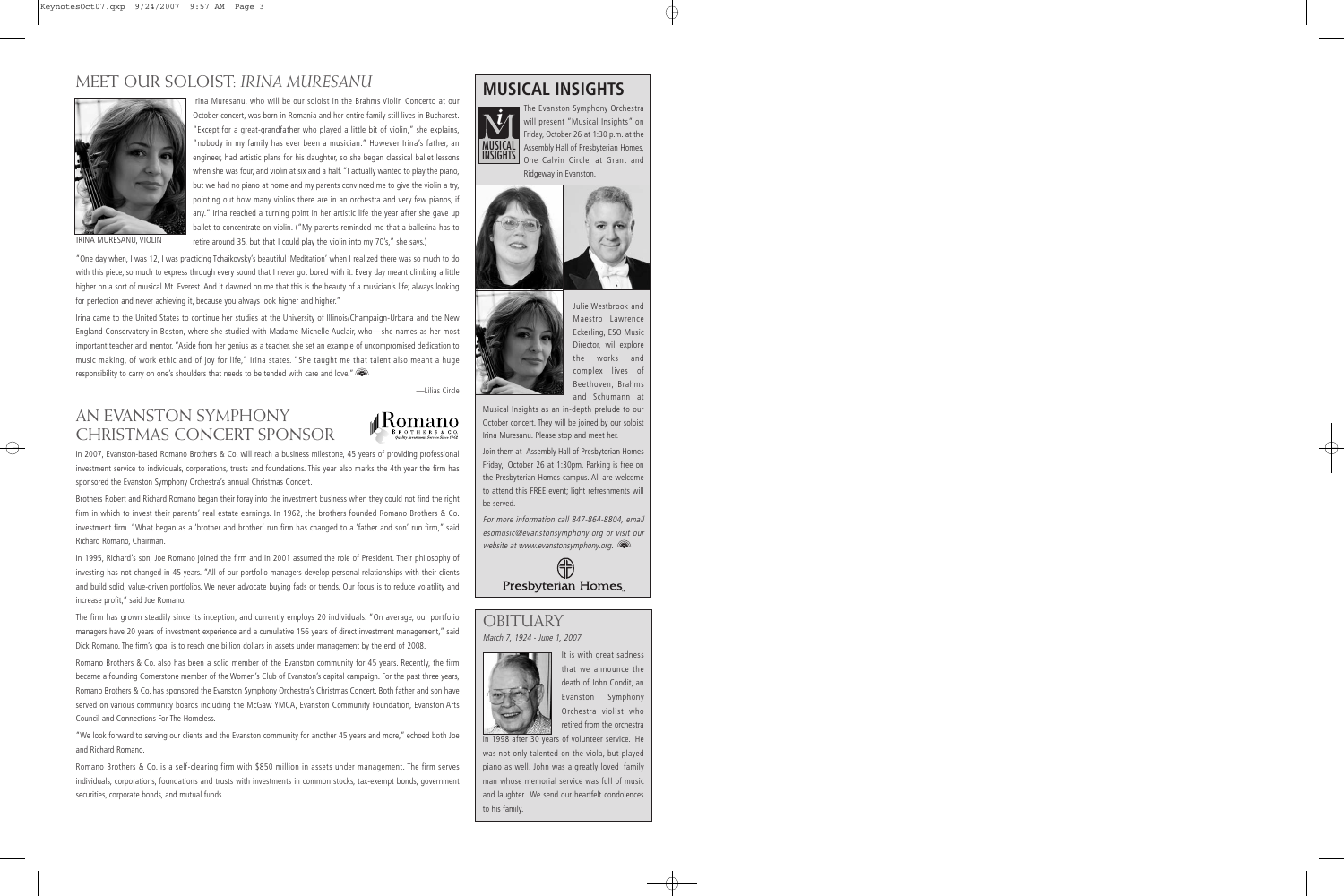## MEET OUR SOLOIST: *IRINA MURESANU*

IRINA MURESANU, VIOLIN

Irina Muresanu, who will be our soloist in the Brahms Violin Concerto at our October concert, was born in Romania and her entire family still lives in Bucharest. "Except for a great-grandfather who played a little bit of violin," she explains, "nobody in my family has ever been a musician." However Irina's father, an engineer, had artistic plans for his daughter, so she began classical ballet lessons when she was four, and violin at six and a half. "I actually wanted to play the piano, but we had no piano at home and my parents convinced me to give the violin a try, pointing out how many violins there are in an orchestra and very few pianos, if any." Irina reached a turning point in her artistic life the year after she gave up ballet to concentrate on violin. ("My parents reminded me that a ballerina has to retire around 35, but that I could play the violin into my 70's," she says.)

"One day when, I was 12, I was practicing Tchaikovsky's beautiful 'Meditation' when I realized there was so much to do with this piece, so much to express through every sound that I never got bored with it. Every day meant climbing a little higher on a sort of musical Mt. Everest. And it dawned on me that this is the beauty of a musician's life; always looking for perfection and never achieving it, because you always look higher and higher."

Irina came to the United States to continue her studies at the University of Illinois/Champaign-Urbana and the New England Conservatory in Boston, where she studied with Madame Michelle Auclair, who—she names as her most important teacher and mentor. "Aside from her genius as a teacher, she set an example of uncompromised dedication to music making, of work ethic and of joy for life," Irina states. "She taught me that talent also meant a huge responsibility to carry on one's shoulders that needs to be tended with care and love."

—Lilias Circle

## AN EVANSTON SYMPHONY CHRISTMAS CONCERT SPONSOR

Romano Brothers & Co. Quality Investment Service Since 1962

In 2007, Evanston-based Romano Brothers & Co. will reach a business milestone, 45 years of providing professional investment service to individuals, corporations, trusts and foundations. This year also marks the 4th year the firm has sponsored the Evanston Symphony Orchestra's annual Christmas Concert.

Brothers Robert and Richard Romano began their foray into the investment business when they could not find the right firm in which to invest their parents' real estate earnings. In 1962, the brothers founded Romano Brothers & Co. investment firm. "What began as a 'brother and brother' run firm has changed to a 'father and son' run firm," said Richard Romano, Chairman.

In 1995, Richard's son, Joe Romano joined the firm and in 2001 assumed the role of President. Their philosophy of investing has not changed in 45 years. "All of our portfolio managers develop personal relationships with their clients and build solid, value-driven portfolios. We never advocate buying fads or trends. Our focus is to reduce volatility and increase profit," said Joe Romano.

The firm has grown steadily since its inception, and currently employs 20 individuals. "On average, our portfolio managers have 20 years of investment experience and a cumulative 156 years of direct investment management," said Dick Romano. The firm's goal is to reach one billion dollars in assets under management by the end of 2008.

Romano Brothers & Co. also has been a solid member of the Evanston community for 45 years. Recently, the firm became a founding Cornerstone member of the Women's Club of Evanston's capital campaign. For the past three years, Romano Brothers & Co. has sponsored the Evanston Symphony Orchestra's Christmas Concert. Both father and son have served on various community boards including the McGaw YMCA, Evanston Community Foundation, Evanston Arts Council and Connections For The Homeless.

"We look forward to serving our clients and the Evanston community for another 45 years and more," echoed both Joe and Richard Romano.

Romano Brothers & Co. is a self-clearing firm with $850 million in assets under management. The firm serves individuals, corporations, foundations and trusts with investments in common stocks, tax-exempt bonds, government securities, corporate bonds, and mutual funds.

## MUSICAL INSIGHTS

The Evanston Symphony Orchestra will present "Musical Insights" on Friday, October 26 at 1:30 p.m. at the Assembly Hall of Presbyterian Homes, One Calvin Circle, at Grant and Ridgeway in Evanston.

Julie Westbrook and Maestro Lawrence Eckerling, ESO Music Director, will explore the works and complex lives of Beethoven, Brahms and Schumann at Musical Insights as an in-depth prelude to our October concert. They will be joined by our soloist Irina Muresanu. Please stop and meet her.

Join them at Assembly Hall of Presbyterian Homes Friday, October 26 at 1:30pm. Parking is free on the Presbyterian Homes campus. All are welcome to attend this FREE event; light refreshments will be served.

*For more information call 847-864-8804, email esomusic@evanstonsymphony.org or visit our website at www.evanstonsymphony.org.*

Presbyterian Homes

## OBITUARY

*March 7, 1924 - June 1, 2007*

It is with great sadness that we announce the death of John Condit, an Evanston Symphony Orchestra violist who retired from the orchestra in 1998 after 30 years of volunteer service. He was not only talented on the viola, but played piano as well. John was a greatly loved family man whose memorial service was full of music and laughter. We send our heartfelt condolences to his family.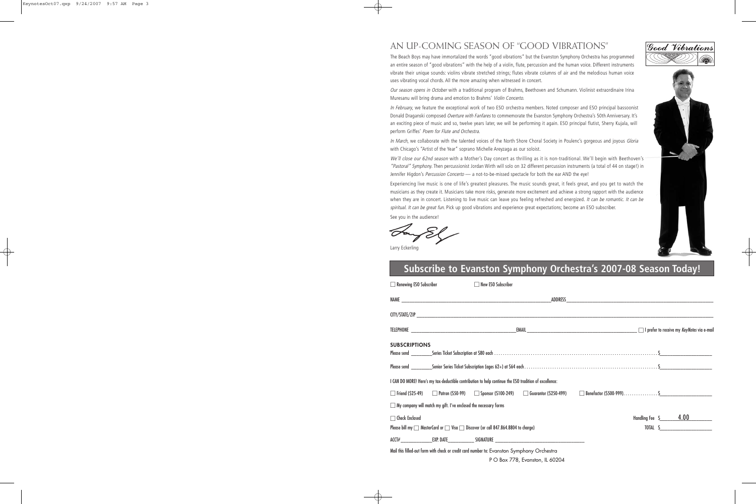# AN UP-COMING SEASON OF "GOOD VIBRATIONS"

The Beach Boys may have immortalized the words "good vibrations" but the Evanston Symphony Orchestra has programmed an entire season of "good vibrations" with the help of a violin, flute, percussion and the human voice. Different instruments vibrate their unique sounds: violins vibrate stretched strings; flutes vibrate columns of air and the melodious human voice uses vibrating vocal chords. All the more amazing when witnessed in concert.

*Our season opens in October* with a traditional program of Brahms, Beethoven and Schumann. Violinist extraordinaire Irina Muresanu will bring drama and emotion to Brahms' *Violin Concerto*.

*In February*, we feature the exceptional work of two ESO orchestra members. Noted composer and ESO principal bassoonist Donald Draganski composed *Overture with Fanfares* to commemorate the Evanston Symphony Orchestra's 50th Anniversary. It's an exciting piece of music and so, twelve years later, we will be performing it again. ESO principal flutist, Sherry Kujala, will perform Griffes' *Poem for Flute and Orchestra*.

*In March*, we collaborate with the talented voices of the North Shore Choral Society in Poulenc's gorgeous and joyous *Gloria* with Chicago's "Artist of the Year" soprano Michelle Areyzaga as our soloist.

*We'll close our 62nd season* with a Mother's Day concert as thrilling as it is non-traditional. We'll begin with Beethoven's *"Pastoral" Symphony*. Then percussionist Jordan Wirth will solo on 32 different percussion instruments (a total of 44 on stage!) in Jennifer Higdon's *Percussion Concerto* — a not-to-be-missed spectacle for both the ear AND the eye!

Experiencing live music is one of life's greatest pleasures. The music sounds great, it feels great, and you get to watch the musicians as they create it. Musicians take more risks, generate more excitement and achieve a strong rapport with the audience when they are in concert. Listening to live music can leave you feeling refreshed and energized. *It can be romantic. It can be spiritual. It can be great fun*. Pick up good vibrations and experience great expectations; become an ESO subscriber.

See you in the audience!

Larry Eckerling

## Subscribe to Evanston Symphony Orchestra's 2007-08 Season Today!

☐ Renewing ESO Subscriber ☐ New ESO Subscriber

NAME \_\_\_\_\_\_\_\_\_\_\_\_\_\_\_\_ ADDRESS \_\_\_\_\_\_\_\_\_\_\_\_\_\_\_\_

CITY/STATE/ZIP \_\_\_\_\_\_\_\_\_\_\_\_\_\_\_\_

TELEPHONE \_\_\_\_\_\_\_\_\_\_\_\_\_\_\_\_ EMAIL \_\_\_\_\_\_\_\_\_\_\_\_\_\_\_\_ ☐ I prefer to receive my *KeyNotes* via e-mail

**SUBSCRIPTIONS**

Please send \_\_\_\_\_\_\_\_ Series Ticket Subscription at $80 each . . . . . . . . . . $\_\_\_\_\_\_\_\_

Please send \_\_\_\_\_\_\_\_ Senior Series Ticket Subscription (ages 62+) at $64 each . . . . . . . . . . $\_\_\_\_\_\_\_\_

I CAN DO MORE! Here's my tax-deductible contribution to help continue the ESO tradition of excellence:

☐ Friend ($25-49) ☐ Patron ($50-99) ☐ Sponsor ($100-249) ☐ Guarantor ($250-499) ☐ Benefactor ($500-999). . . . . . . . $\_\_\_\_\_\_\_\_

☐ My company will match my gift. I've enclosed the necessary forms

☐ Check Enclosed Handling Fee $ 4.00

Please bill my ☐ MasterCard or ☐ Visa ☐ Discover (or call 847.864.8804 to charge) TOTAL $\_\_\_\_\_\_\_\_

ACCT# \_\_\_\_\_\_\_\_ EXP. DATE \_\_\_\_\_\_\_\_ SIGNATURE \_\_\_\_\_\_\_\_\_\_\_\_\_\_\_\_

Mail this filled-out form with check or credit card number to: Evanston Symphony Orchestra
P O Box 778, Evanston, IL 60204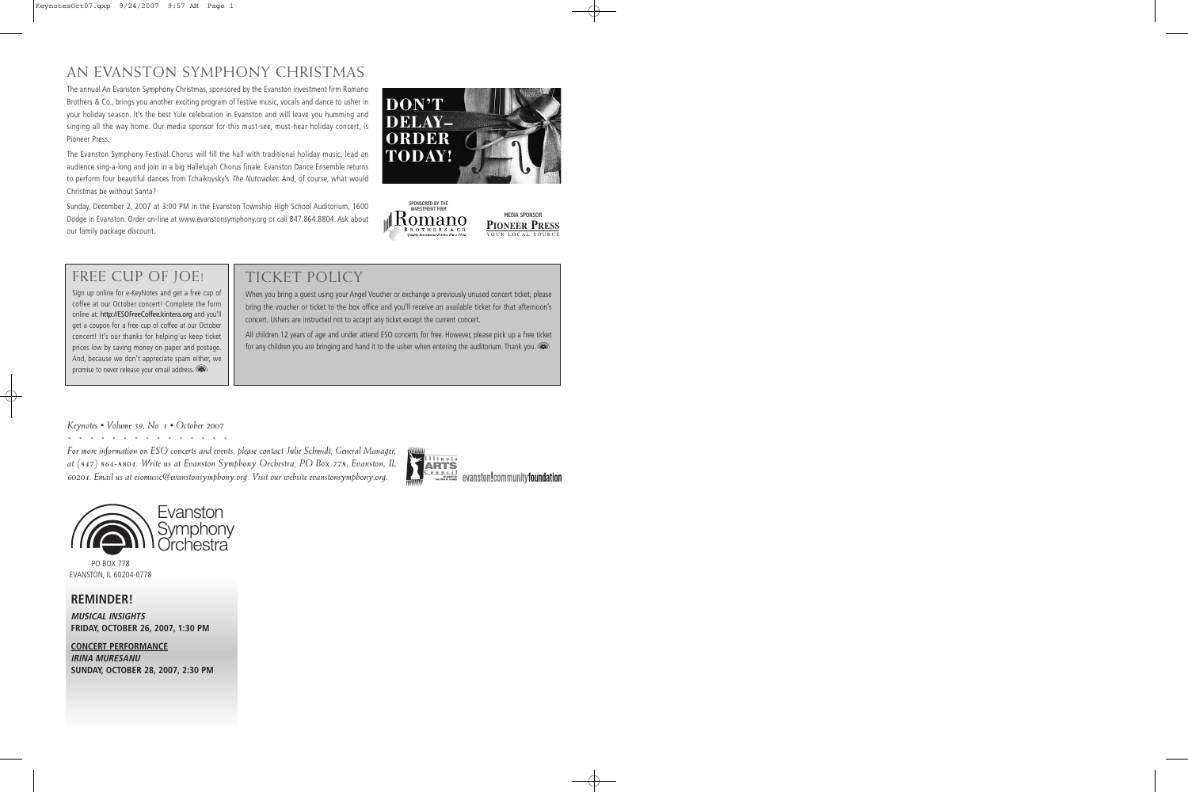## AN EVANSTON SYMPHONY CHRISTMAS

The annual An Evanston Symphony Christmas, sponsored by the Evanston investment firm Romano Brothers & Co., brings you another exciting program of festive music, vocals and dance to usher in your holiday season. It's the best Yule celebration in Evanston and will leave you humming and singing all the way home. Our media sponsor for this must-see, must-hear holiday concert, is Pioneer Press.

The Evanston Symphony Festival Chorus will fill the hall with traditional holiday music, lead an audience sing-a-long and join in a big Hallelujah Chorus finale. Evanston Dance Ensemble returns to perform four beautiful dances from Tchaikovsky's *The Nutcracker*. And, of course, what would Christmas be without Santa?

Sunday, December 2, 2007 at 3:00 PM in the Evanston Township High School Auditorium, 1600 Dodge in Evanston. Order on-line at www.evanstonsymphony.org or call 847.864.8804. Ask about our family package discount.

**DON'T DELAY– ORDER TODAY!**

SPONSORED BY THE INVESTMENT FIRM Romano Brothers & Co. *Quality Investment Service Since 1962*

MEDIA SPONSOR PIONEER PRESS YOUR LOCAL SOURCE

## FREE CUP OF JOE!

Sign up online for e-KeyNotes and get a free cup of coffee at our October concert! Complete the form online at: http://ESOFreeCoffee.kintera.org and you'll get a coupon for a free cup of coffee at our October concert! It's our thanks for helping us keep ticket prices low by saving money on paper and postage. And, because we don't appreciate spam either, we promise to never release your email address.

## TICKET POLICY

When you bring a guest using your Angel Voucher or exchange a previously unused concert ticket, please bring the voucher or ticket to the box office and you'll receive an available ticket for that afternoon's concert. Ushers are instructed not to accept any ticket except the current concert.

All children 12 years of age and under attend ESO concerts for free. However, please pick up a free ticket for any children you are bringing and hand it to the usher when entering the auditorium. Thank you.

*Keynotes • Volume 39, No. 1 • October 2007*

*For more information on ESO concerts and events, please contact Julie Schmidt, General Manager, at (847) 864-8804. Write us at Evanston Symphony Orchestra, PO Box 778, Evanston, IL 60204. Email us at esomusic@evanstonsymphony.org. Visit our website evanstonsymphony.org.*

Illinois Arts Council

evanston!communityfoundation

Evanston Symphony Orchestra

PO BOX 778
EVANSTON, IL 60204-0778

### REMINDER!

***MUSICAL INSIGHTS***
**FRIDAY, OCTOBER 26, 2007, 1:30 PM**

**CONCERT PERFORMANCE**
***IRINA MURESANU***
**SUNDAY, OCTOBER 28, 2007, 2:30 PM**